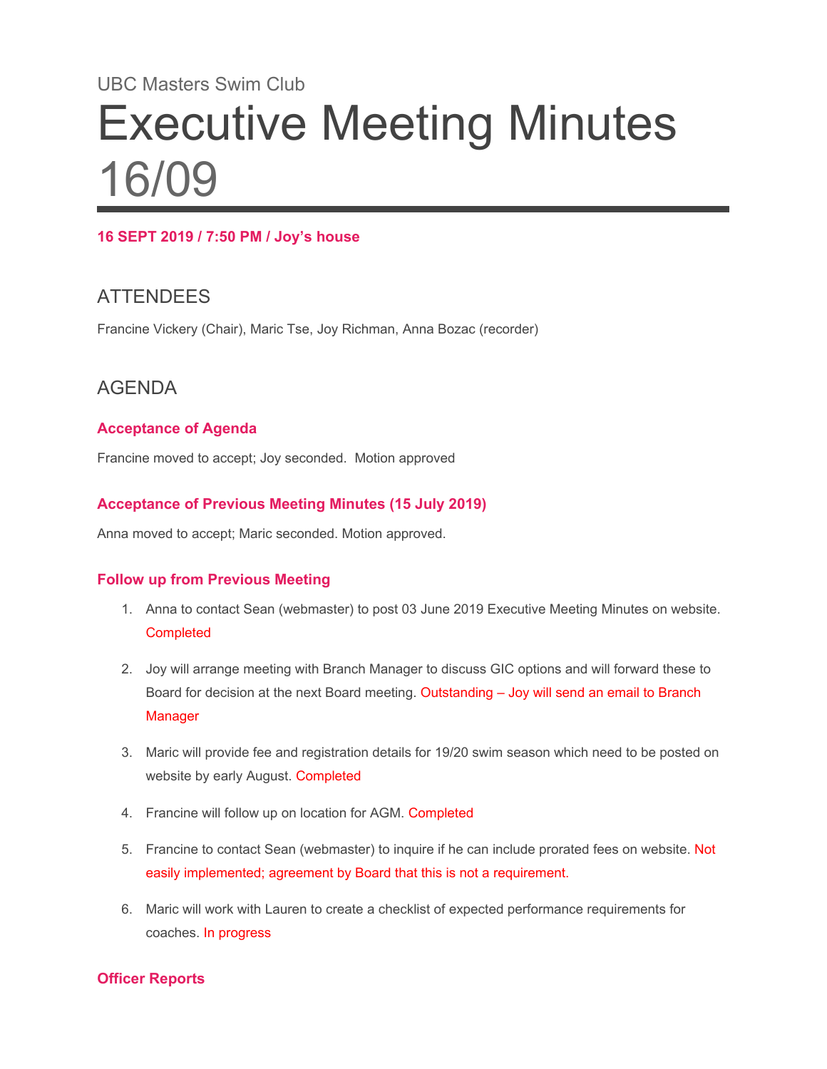UBC Masters Swim Club

# Executive Meeting Minutes 16/09

**16 SEPT 2019 / 7:50 PM / Joy's house**

## ATTENDEES

Francine Vickery (Chair), Maric Tse, Joy Richman, Anna Bozac (recorder)

## AGENDA

### Acceptance of Agenda

Francine moved to accept; Joy seconded. Motion approved

### Acceptance of Previous Meeting Minutes (15 July 2019)

Anna moved to accept; Maric seconded. Motion approved.

### Follow up from Previous Meeting

1. Anna to contact Sean (webmaster) to post 03 June 2019 Executive Meeting Minutes on website. Completed
2. Joy will arrange meeting with Branch Manager to discuss GIC options and will forward these to Board for decision at the next Board meeting. Outstanding – Joy will send an email to Branch Manager
3. Maric will provide fee and registration details for 19/20 swim season which need to be posted on website by early August. Completed
4. Francine will follow up on location for AGM. Completed
5. Francine to contact Sean (webmaster) to inquire if he can include prorated fees on website. Not easily implemented; agreement by Board that this is not a requirement.
6. Maric will work with Lauren to create a checklist of expected performance requirements for coaches. In progress

### Officer Reports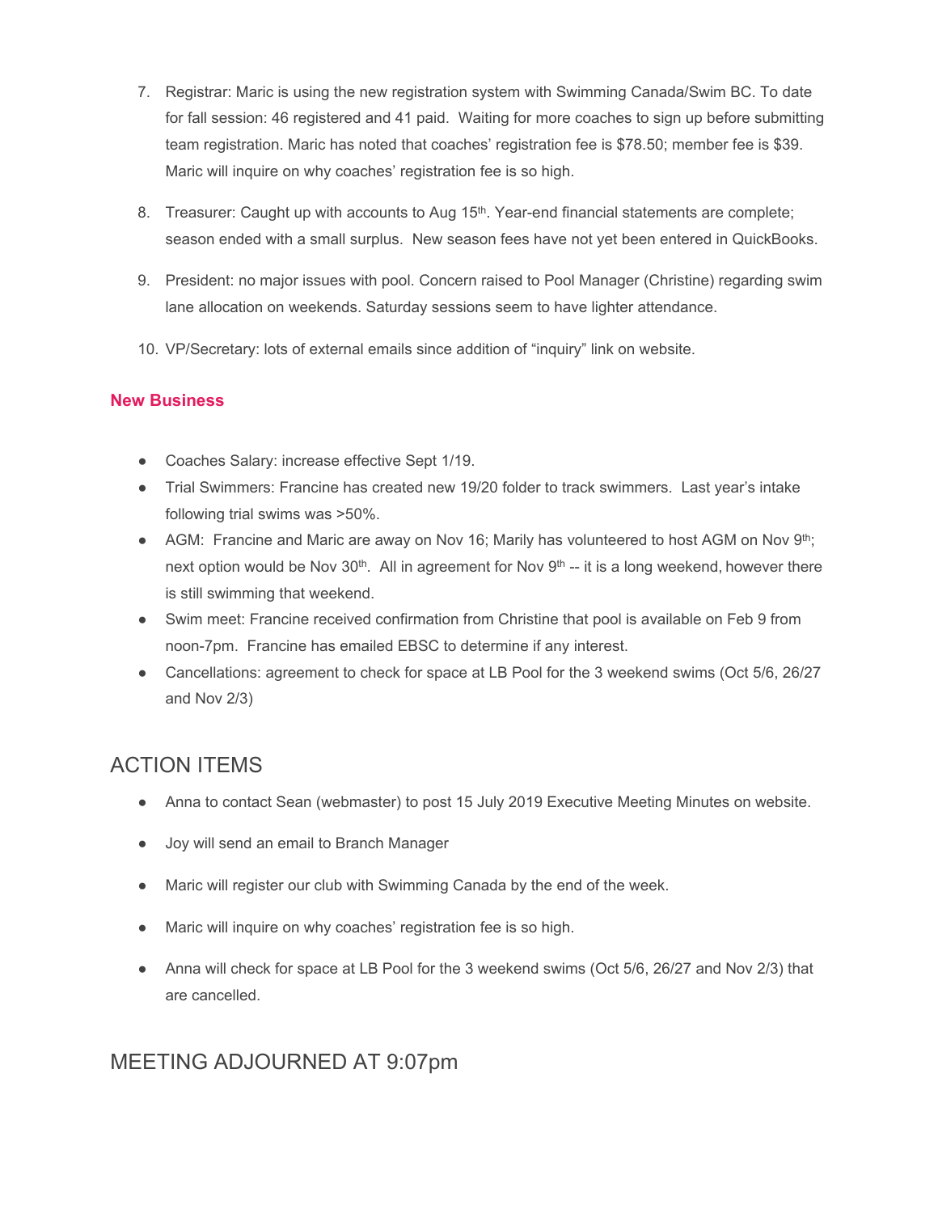7. Registrar: Maric is using the new registration system with Swimming Canada/Swim BC. To date for fall session: 46 registered and 41 paid. Waiting for more coaches to sign up before submitting team registration. Maric has noted that coaches' registration fee is $78.50; member fee is $39. Maric will inquire on why coaches' registration fee is so high.
8. Treasurer: Caught up with accounts to Aug 15th. Year-end financial statements are complete; season ended with a small surplus. New season fees have not yet been entered in QuickBooks.
9. President: no major issues with pool. Concern raised to Pool Manager (Christine) regarding swim lane allocation on weekends. Saturday sessions seem to have lighter attendance.
10. VP/Secretary: lots of external emails since addition of "inquiry" link on website.

### New Business

- Coaches Salary: increase effective Sept 1/19.
- Trial Swimmers: Francine has created new 19/20 folder to track swimmers. Last year's intake following trial swims was >50%.
- AGM: Francine and Maric are away on Nov 16; Marily has volunteered to host AGM on Nov 9th; next option would be Nov 30th. All in agreement for Nov 9th -- it is a long weekend, however there is still swimming that weekend.
- Swim meet: Francine received confirmation from Christine that pool is available on Feb 9 from noon-7pm. Francine has emailed EBSC to determine if any interest.
- Cancellations: agreement to check for space at LB Pool for the 3 weekend swims (Oct 5/6, 26/27 and Nov 2/3)

## ACTION ITEMS

- Anna to contact Sean (webmaster) to post 15 July 2019 Executive Meeting Minutes on website.
- Joy will send an email to Branch Manager
- Maric will register our club with Swimming Canada by the end of the week.
- Maric will inquire on why coaches' registration fee is so high.
- Anna will check for space at LB Pool for the 3 weekend swims (Oct 5/6, 26/27 and Nov 2/3) that are cancelled.

## MEETING ADJOURNED AT 9:07pm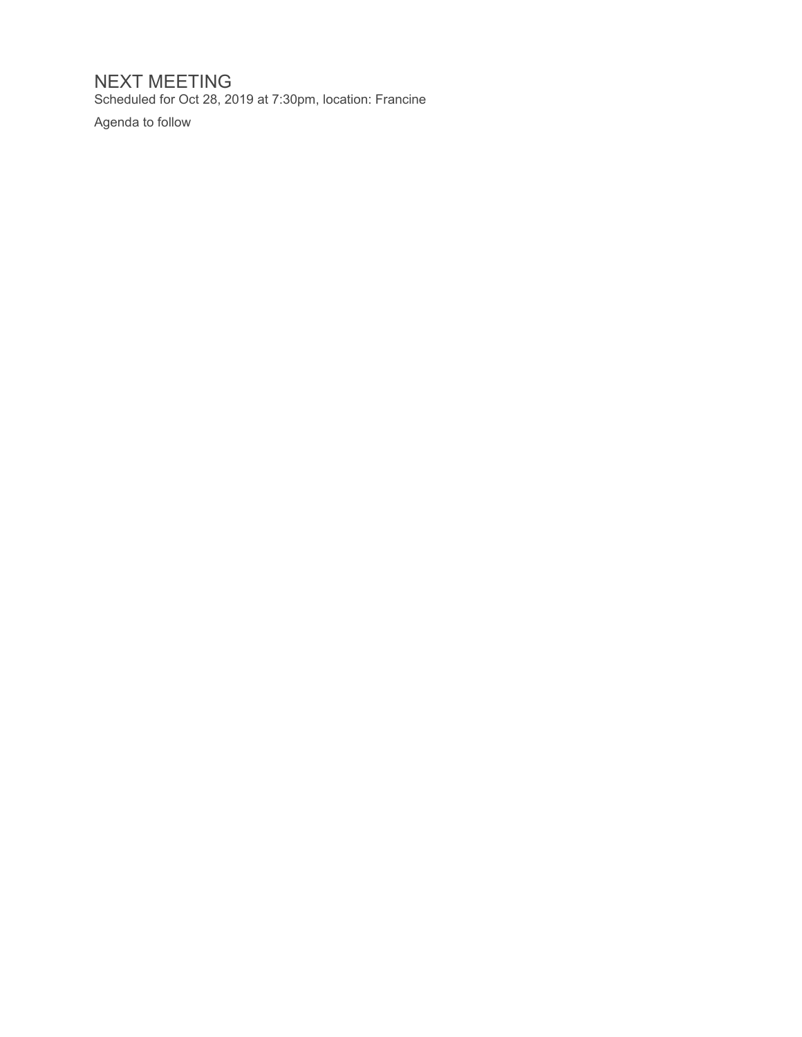## NEXT MEETING

Scheduled for Oct 28, 2019 at 7:30pm, location: Francine

Agenda to follow